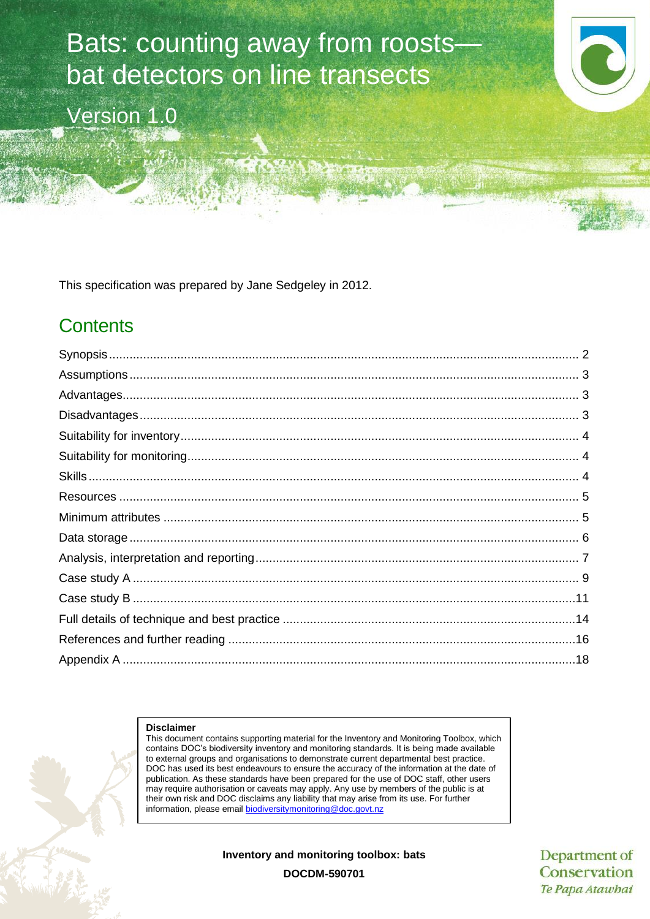# Bats: counting away from roosts—bat detectors on line transects

Version 1.0

This specification was prepared by Jane Sedgeley in 2012.

## Contents

| | |
|---|---|
| Synopsis | 2 |
| Assumptions | 3 |
| Advantages | 3 |
| Disadvantages | 3 |
| Suitability for inventory | 4 |
| Suitability for monitoring | 4 |
| Skills | 4 |
| Resources | 5 |
| Minimum attributes | 5 |
| Data storage | 6 |
| Analysis, interpretation and reporting | 7 |
| Case study A | 9 |
| Case study B | 11 |
| Full details of technique and best practice | 14 |
| References and further reading | 16 |
| Appendix A | 18 |

**Disclaimer**

This document contains supporting material for the Inventory and Monitoring Toolbox, which contains DOC's biodiversity inventory and monitoring standards. It is being made available to external groups and organisations to demonstrate current departmental best practice. DOC has used its best endeavours to ensure the accuracy of the information at the date of publication. As these standards have been prepared for the use of DOC staff, other users may require authorisation or caveats may apply. Any use by members of the public is at their own risk and DOC disclaims any liability that may arise from its use. For further information, please email biodiversitymonitoring@doc.govt.nz

**Inventory and monitoring toolbox: bats**

**DOCDM-590701**

Department of Conservation
*Te Papa Atawhai*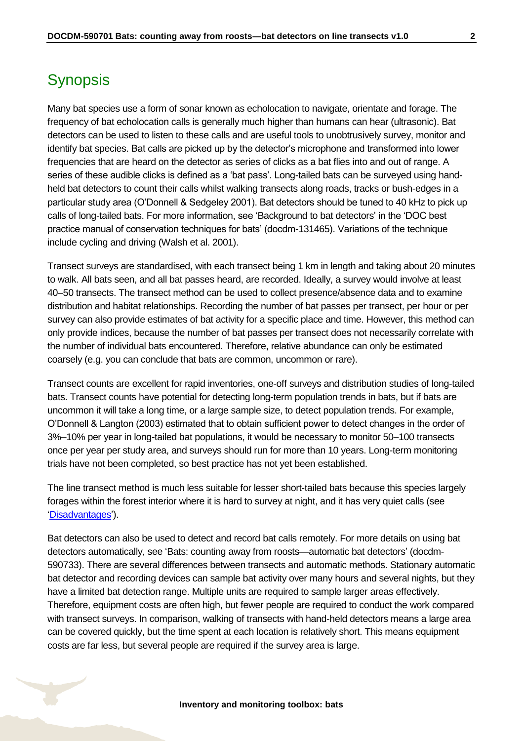# Synopsis

Many bat species use a form of sonar known as echolocation to navigate, orientate and forage. The frequency of bat echolocation calls is generally much higher than humans can hear (ultrasonic). Bat detectors can be used to listen to these calls and are useful tools to unobtrusively survey, monitor and identify bat species. Bat calls are picked up by the detector's microphone and transformed into lower frequencies that are heard on the detector as series of clicks as a bat flies into and out of range. A series of these audible clicks is defined as a 'bat pass'. Long-tailed bats can be surveyed using hand-held bat detectors to count their calls whilst walking transects along roads, tracks or bush-edges in a particular study area (O'Donnell & Sedgeley 2001). Bat detectors should be tuned to 40 kHz to pick up calls of long-tailed bats. For more information, see 'Background to bat detectors' in the 'DOC best practice manual of conservation techniques for bats' (docdm-131465). Variations of the technique include cycling and driving (Walsh et al. 2001).

Transect surveys are standardised, with each transect being 1 km in length and taking about 20 minutes to walk. All bats seen, and all bat passes heard, are recorded. Ideally, a survey would involve at least 40–50 transects. The transect method can be used to collect presence/absence data and to examine distribution and habitat relationships. Recording the number of bat passes per transect, per hour or per survey can also provide estimates of bat activity for a specific place and time. However, this method can only provide indices, because the number of bat passes per transect does not necessarily correlate with the number of individual bats encountered. Therefore, relative abundance can only be estimated coarsely (e.g. you can conclude that bats are common, uncommon or rare).

Transect counts are excellent for rapid inventories, one-off surveys and distribution studies of long-tailed bats. Transect counts have potential for detecting long-term population trends in bats, but if bats are uncommon it will take a long time, or a large sample size, to detect population trends. For example, O'Donnell & Langton (2003) estimated that to obtain sufficient power to detect changes in the order of 3%–10% per year in long-tailed bat populations, it would be necessary to monitor 50–100 transects once per year per study area, and surveys should run for more than 10 years. Long-term monitoring trials have not been completed, so best practice has not yet been established.

The line transect method is much less suitable for lesser short-tailed bats because this species largely forages within the forest interior where it is hard to survey at night, and it has very quiet calls (see 'Disadvantages').

Bat detectors can also be used to detect and record bat calls remotely. For more details on using bat detectors automatically, see 'Bats: counting away from roosts—automatic bat detectors' (docdm-590733). There are several differences between transects and automatic methods. Stationary automatic bat detector and recording devices can sample bat activity over many hours and several nights, but they have a limited bat detection range. Multiple units are required to sample larger areas effectively. Therefore, equipment costs are often high, but fewer people are required to conduct the work compared with transect surveys. In comparison, walking of transects with hand-held detectors means a large area can be covered quickly, but the time spent at each location is relatively short. This means equipment costs are far less, but several people are required if the survey area is large.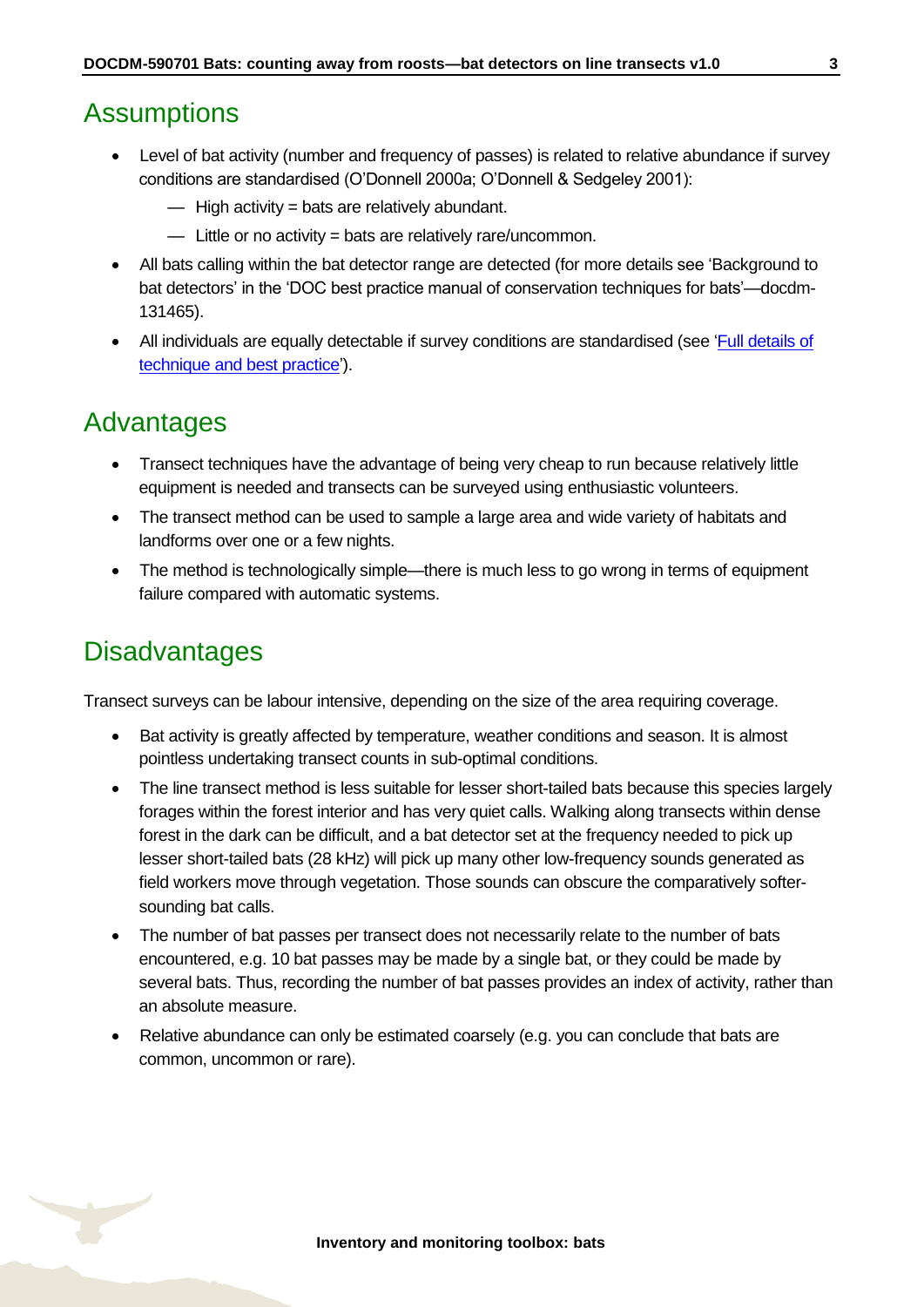## Assumptions

- Level of bat activity (number and frequency of passes) is related to relative abundance if survey conditions are standardised (O'Donnell 2000a; O'Donnell & Sedgeley 2001):
  - — High activity = bats are relatively abundant.
  - — Little or no activity = bats are relatively rare/uncommon.
- All bats calling within the bat detector range are detected (for more details see 'Background to bat detectors' in the 'DOC best practice manual of conservation techniques for bats'—docdm-131465).
- All individuals are equally detectable if survey conditions are standardised (see 'Full details of technique and best practice').

## Advantages

- Transect techniques have the advantage of being very cheap to run because relatively little equipment is needed and transects can be surveyed using enthusiastic volunteers.
- The transect method can be used to sample a large area and wide variety of habitats and landforms over one or a few nights.
- The method is technologically simple—there is much less to go wrong in terms of equipment failure compared with automatic systems.

## Disadvantages

Transect surveys can be labour intensive, depending on the size of the area requiring coverage.

- Bat activity is greatly affected by temperature, weather conditions and season. It is almost pointless undertaking transect counts in sub-optimal conditions.
- The line transect method is less suitable for lesser short-tailed bats because this species largely forages within the forest interior and has very quiet calls. Walking along transects within dense forest in the dark can be difficult, and a bat detector set at the frequency needed to pick up lesser short-tailed bats (28 kHz) will pick up many other low-frequency sounds generated as field workers move through vegetation. Those sounds can obscure the comparatively softer-sounding bat calls.
- The number of bat passes per transect does not necessarily relate to the number of bats encountered, e.g. 10 bat passes may be made by a single bat, or they could be made by several bats. Thus, recording the number of bat passes provides an index of activity, rather than an absolute measure.
- Relative abundance can only be estimated coarsely (e.g. you can conclude that bats are common, uncommon or rare).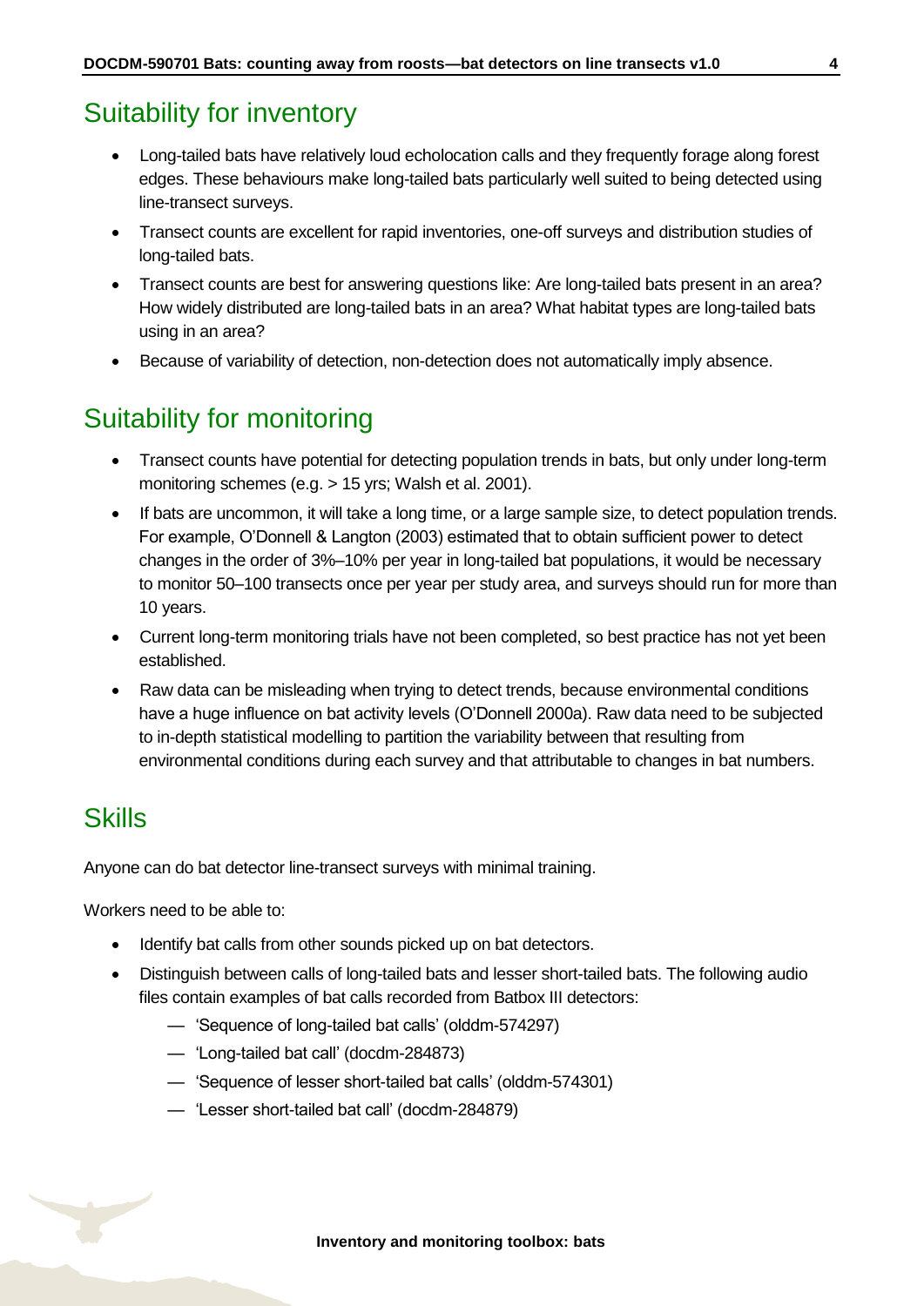## Suitability for inventory

- Long-tailed bats have relatively loud echolocation calls and they frequently forage along forest edges. These behaviours make long-tailed bats particularly well suited to being detected using line-transect surveys.
- Transect counts are excellent for rapid inventories, one-off surveys and distribution studies of long-tailed bats.
- Transect counts are best for answering questions like: Are long-tailed bats present in an area? How widely distributed are long-tailed bats in an area? What habitat types are long-tailed bats using in an area?
- Because of variability of detection, non-detection does not automatically imply absence.

## Suitability for monitoring

- Transect counts have potential for detecting population trends in bats, but only under long-term monitoring schemes (e.g. > 15 yrs; Walsh et al. 2001).
- If bats are uncommon, it will take a long time, or a large sample size, to detect population trends. For example, O'Donnell & Langton (2003) estimated that to obtain sufficient power to detect changes in the order of 3%–10% per year in long-tailed bat populations, it would be necessary to monitor 50–100 transects once per year per study area, and surveys should run for more than 10 years.
- Current long-term monitoring trials have not been completed, so best practice has not yet been established.
- Raw data can be misleading when trying to detect trends, because environmental conditions have a huge influence on bat activity levels (O'Donnell 2000a). Raw data need to be subjected to in-depth statistical modelling to partition the variability between that resulting from environmental conditions during each survey and that attributable to changes in bat numbers.

## Skills

Anyone can do bat detector line-transect surveys with minimal training.

Workers need to be able to:

- Identify bat calls from other sounds picked up on bat detectors.
- Distinguish between calls of long-tailed bats and lesser short-tailed bats. The following audio files contain examples of bat calls recorded from Batbox III detectors:
  - 'Sequence of long-tailed bat calls' (olddm-574297)
  - 'Long-tailed bat call' (docdm-284873)
  - 'Sequence of lesser short-tailed bat calls' (olddm-574301)
  - 'Lesser short-tailed bat call' (docdm-284879)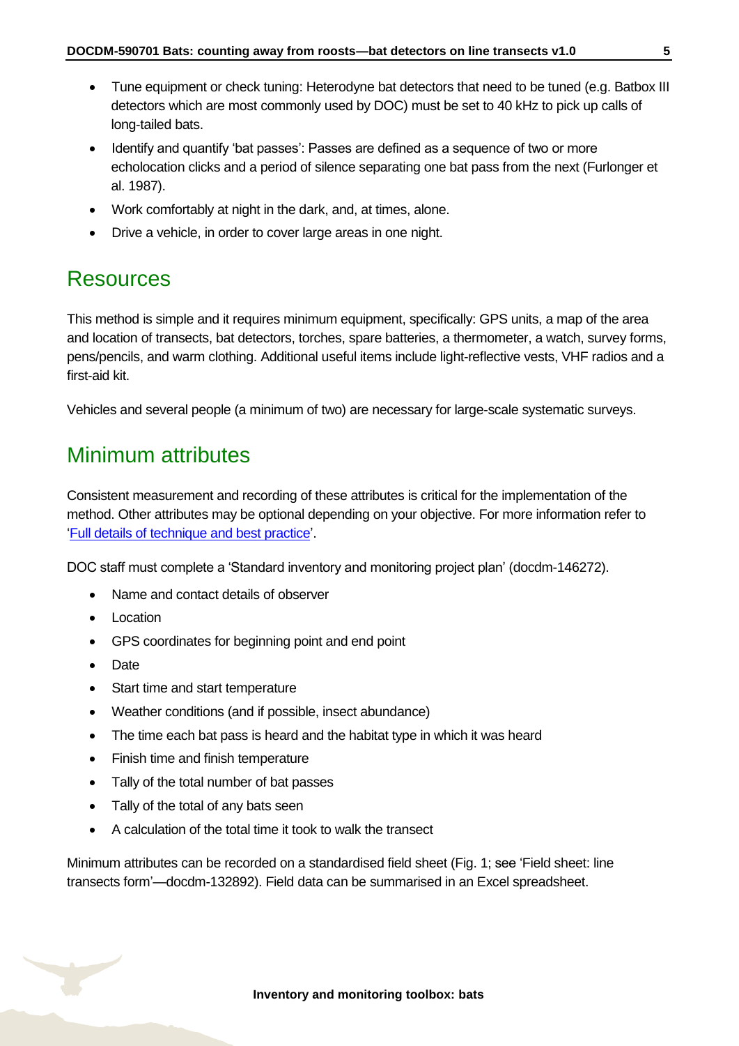- Tune equipment or check tuning: Heterodyne bat detectors that need to be tuned (e.g. Batbox III detectors which are most commonly used by DOC) must be set to 40 kHz to pick up calls of long-tailed bats.
- Identify and quantify 'bat passes': Passes are defined as a sequence of two or more echolocation clicks and a period of silence separating one bat pass from the next (Furlonger et al. 1987).
- Work comfortably at night in the dark, and, at times, alone.
- Drive a vehicle, in order to cover large areas in one night.

## Resources

This method is simple and it requires minimum equipment, specifically: GPS units, a map of the area and location of transects, bat detectors, torches, spare batteries, a thermometer, a watch, survey forms, pens/pencils, and warm clothing. Additional useful items include light-reflective vests, VHF radios and a first-aid kit.

Vehicles and several people (a minimum of two) are necessary for large-scale systematic surveys.

## Minimum attributes

Consistent measurement and recording of these attributes is critical for the implementation of the method. Other attributes may be optional depending on your objective. For more information refer to 'Full details of technique and best practice'.

DOC staff must complete a 'Standard inventory and monitoring project plan' (docdm-146272).

- Name and contact details of observer
- Location
- GPS coordinates for beginning point and end point
- Date
- Start time and start temperature
- Weather conditions (and if possible, insect abundance)
- The time each bat pass is heard and the habitat type in which it was heard
- Finish time and finish temperature
- Tally of the total number of bat passes
- Tally of the total of any bats seen
- A calculation of the total time it took to walk the transect

Minimum attributes can be recorded on a standardised field sheet (Fig. 1; see 'Field sheet: line transects form'—docdm-132892). Field data can be summarised in an Excel spreadsheet.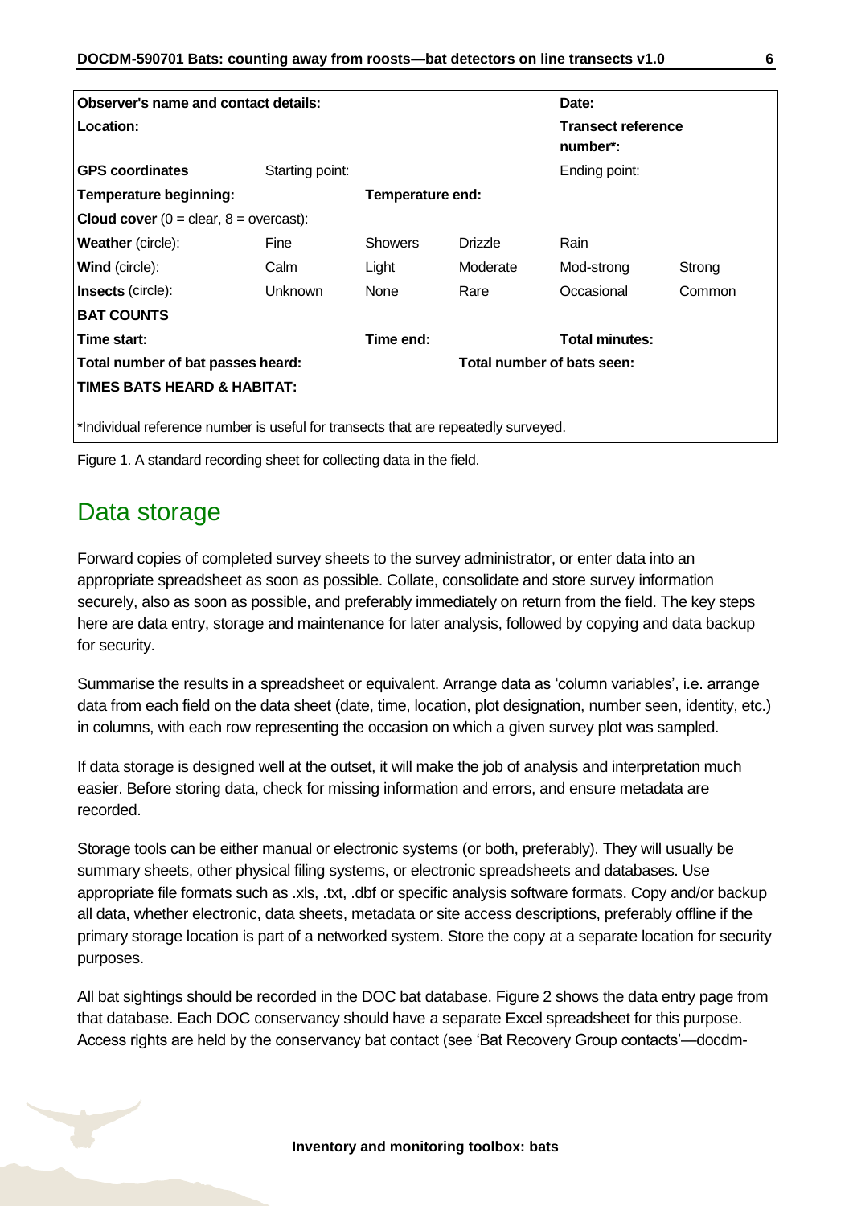| **Observer's name and contact details:** | | | | **Date:** | |
|---|---|---|---|---|---|
| **Location:** | | | | **Transect reference number*:** | |
| **GPS coordinates** | Starting point: | | | Ending point: | |
| **Temperature beginning:** | | **Temperature end:** | | | |
| **Cloud cover** (0 = clear, 8 = overcast): | | | | | |
| **Weather** (circle): | Fine | Showers | Drizzle | Rain | |
| **Wind** (circle): | Calm | Light | Moderate | Mod-strong | Strong |
| **Insects** (circle): | Unknown | None | Rare | Occasional | Common |
| **BAT COUNTS** | | | | | |
| **Time start:** | | **Time end:** | | **Total minutes:** | |
| **Total number of bat passes heard:** | | | **Total number of bats seen:** | | |
| **TIMES BATS HEARD & HABITAT:** | | | | | |
| *Individual reference number is useful for transects that are repeatedly surveyed. | | | | | |

Figure 1. A standard recording sheet for collecting data in the field.

## Data storage

Forward copies of completed survey sheets to the survey administrator, or enter data into an appropriate spreadsheet as soon as possible. Collate, consolidate and store survey information securely, also as soon as possible, and preferably immediately on return from the field. The key steps here are data entry, storage and maintenance for later analysis, followed by copying and data backup for security.

Summarise the results in a spreadsheet or equivalent. Arrange data as 'column variables', i.e. arrange data from each field on the data sheet (date, time, location, plot designation, number seen, identity, etc.) in columns, with each row representing the occasion on which a given survey plot was sampled.

If data storage is designed well at the outset, it will make the job of analysis and interpretation much easier. Before storing data, check for missing information and errors, and ensure metadata are recorded.

Storage tools can be either manual or electronic systems (or both, preferably). They will usually be summary sheets, other physical filing systems, or electronic spreadsheets and databases. Use appropriate file formats such as .xls, .txt, .dbf or specific analysis software formats. Copy and/or backup all data, whether electronic, data sheets, metadata or site access descriptions, preferably offline if the primary storage location is part of a networked system. Store the copy at a separate location for security purposes.

All bat sightings should be recorded in the DOC bat database. Figure 2 shows the data entry page from that database. Each DOC conservancy should have a separate Excel spreadsheet for this purpose. Access rights are held by the conservancy bat contact (see 'Bat Recovery Group contacts'—docdm-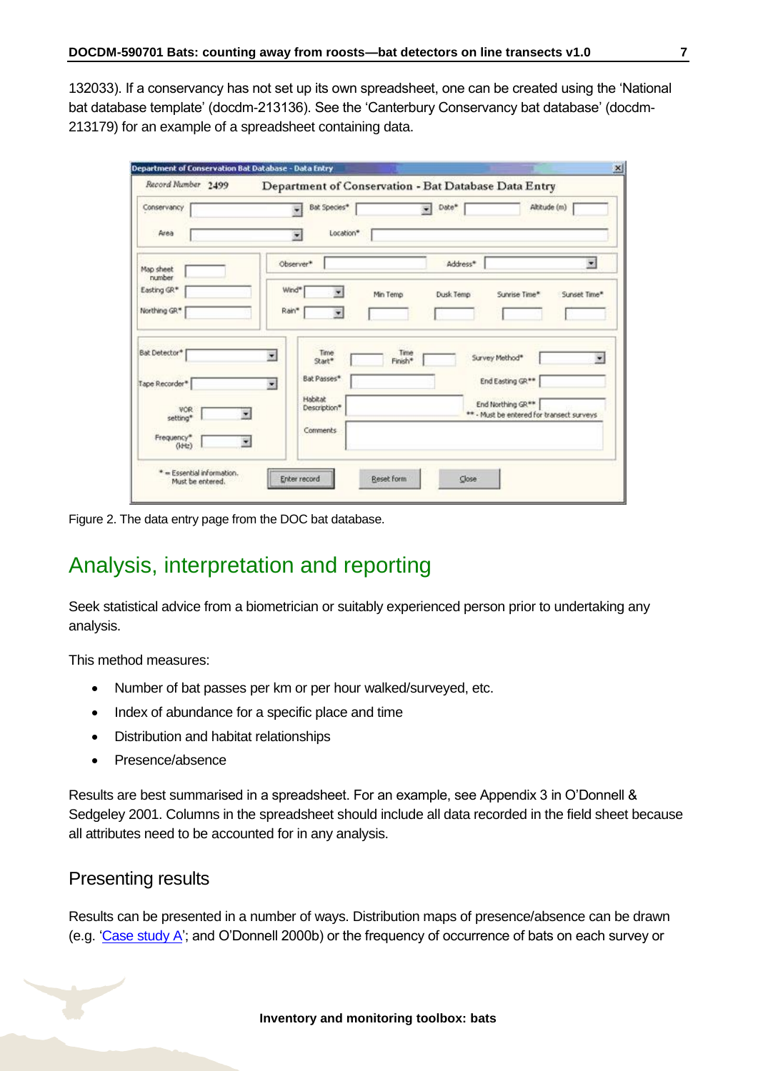132033). If a conservancy has not set up its own spreadsheet, one can be created using the 'National bat database template' (docdm-213136). See the 'Canterbury Conservancy bat database' (docdm-213179) for an example of a spreadsheet containing data.

Figure 2. The data entry page from the DOC bat database.

## Analysis, interpretation and reporting

Seek statistical advice from a biometrician or suitably experienced person prior to undertaking any analysis.

This method measures:

- Number of bat passes per km or per hour walked/surveyed, etc.
- Index of abundance for a specific place and time
- Distribution and habitat relationships
- Presence/absence

Results are best summarised in a spreadsheet. For an example, see Appendix 3 in O'Donnell & Sedgeley 2001. Columns in the spreadsheet should include all data recorded in the field sheet because all attributes need to be accounted for in any analysis.

### Presenting results

Results can be presented in a number of ways. Distribution maps of presence/absence can be drawn (e.g. 'Case study A'; and O'Donnell 2000b) or the frequency of occurrence of bats on each survey or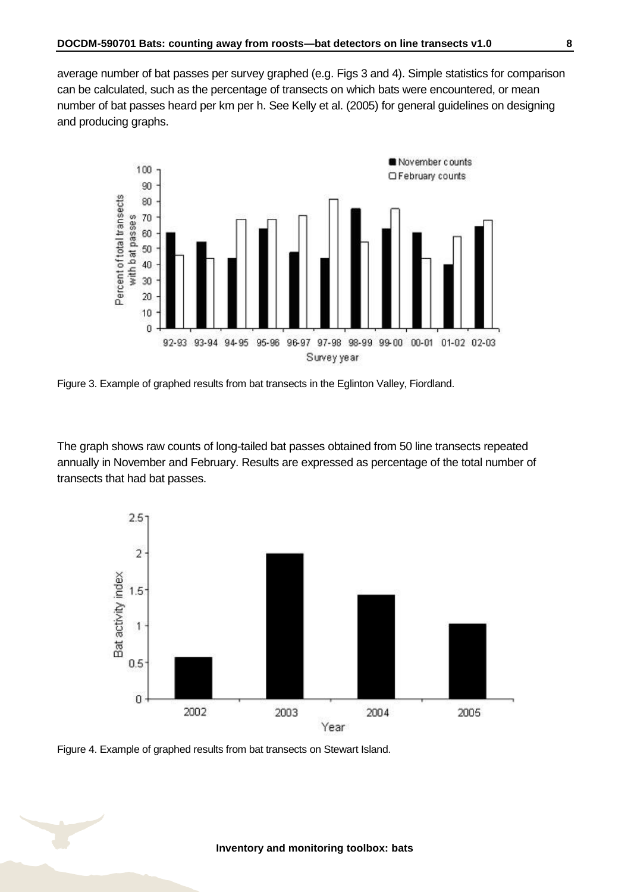average number of bat passes per survey graphed (e.g. Figs 3 and 4). Simple statistics for comparison can be calculated, such as the percentage of transects on which bats were encountered, or mean number of bat passes heard per km per h. See Kelly et al. (2005) for general guidelines on designing and producing graphs.

Figure 3. Example of graphed results from bat transects in the Eglinton Valley, Fiordland.

The graph shows raw counts of long-tailed bat passes obtained from 50 line transects repeated annually in November and February. Results are expressed as percentage of the total number of transects that had bat passes.

Figure 4. Example of graphed results from bat transects on Stewart Island.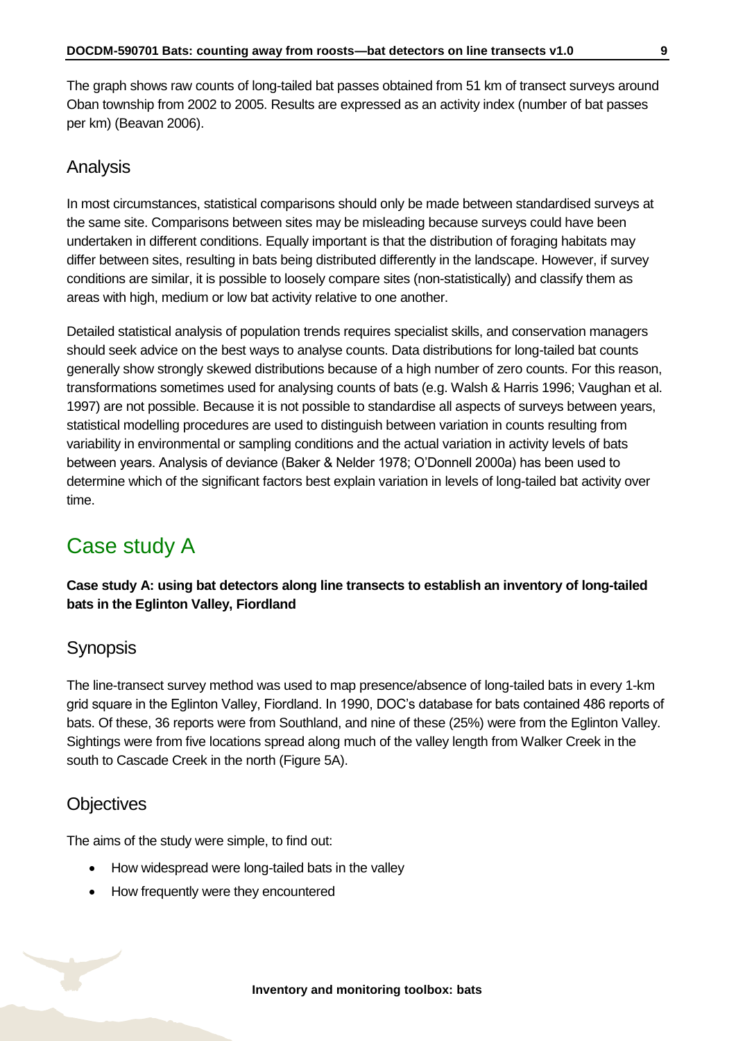The graph shows raw counts of long-tailed bat passes obtained from 51 km of transect surveys around Oban township from 2002 to 2005. Results are expressed as an activity index (number of bat passes per km) (Beavan 2006).

## Analysis

In most circumstances, statistical comparisons should only be made between standardised surveys at the same site. Comparisons between sites may be misleading because surveys could have been undertaken in different conditions. Equally important is that the distribution of foraging habitats may differ between sites, resulting in bats being distributed differently in the landscape. However, if survey conditions are similar, it is possible to loosely compare sites (non-statistically) and classify them as areas with high, medium or low bat activity relative to one another.

Detailed statistical analysis of population trends requires specialist skills, and conservation managers should seek advice on the best ways to analyse counts. Data distributions for long-tailed bat counts generally show strongly skewed distributions because of a high number of zero counts. For this reason, transformations sometimes used for analysing counts of bats (e.g. Walsh & Harris 1996; Vaughan et al. 1997) are not possible. Because it is not possible to standardise all aspects of surveys between years, statistical modelling procedures are used to distinguish between variation in counts resulting from variability in environmental or sampling conditions and the actual variation in activity levels of bats between years. Analysis of deviance (Baker & Nelder 1978; O'Donnell 2000a) has been used to determine which of the significant factors best explain variation in levels of long-tailed bat activity over time.

# Case study A

**Case study A: using bat detectors along line transects to establish an inventory of long-tailed bats in the Eglinton Valley, Fiordland**

## Synopsis

The line-transect survey method was used to map presence/absence of long-tailed bats in every 1-km grid square in the Eglinton Valley, Fiordland. In 1990, DOC's database for bats contained 486 reports of bats. Of these, 36 reports were from Southland, and nine of these (25%) were from the Eglinton Valley. Sightings were from five locations spread along much of the valley length from Walker Creek in the south to Cascade Creek in the north (Figure 5A).

## Objectives

The aims of the study were simple, to find out:

- How widespread were long-tailed bats in the valley
- How frequently were they encountered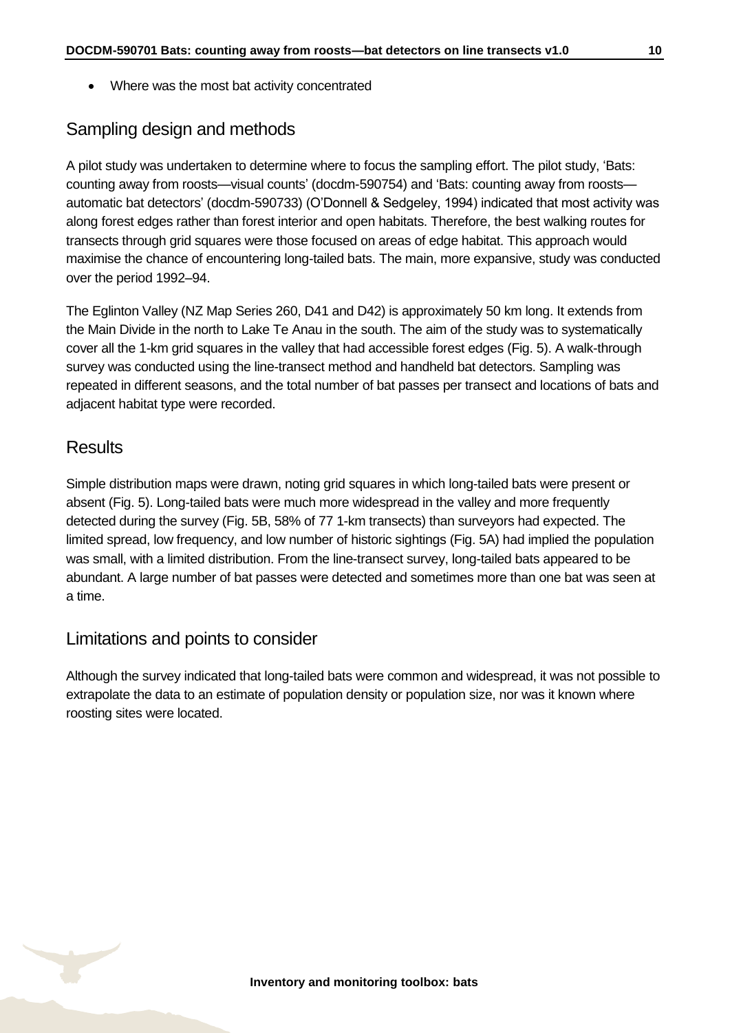- Where was the most bat activity concentrated

## Sampling design and methods

A pilot study was undertaken to determine where to focus the sampling effort. The pilot study, 'Bats: counting away from roosts—visual counts' (docdm-590754) and 'Bats: counting away from roosts—automatic bat detectors' (docdm-590733) (O'Donnell & Sedgeley, 1994) indicated that most activity was along forest edges rather than forest interior and open habitats. Therefore, the best walking routes for transects through grid squares were those focused on areas of edge habitat. This approach would maximise the chance of encountering long-tailed bats. The main, more expansive, study was conducted over the period 1992–94.

The Eglinton Valley (NZ Map Series 260, D41 and D42) is approximately 50 km long. It extends from the Main Divide in the north to Lake Te Anau in the south. The aim of the study was to systematically cover all the 1-km grid squares in the valley that had accessible forest edges (Fig. 5). A walk-through survey was conducted using the line-transect method and handheld bat detectors. Sampling was repeated in different seasons, and the total number of bat passes per transect and locations of bats and adjacent habitat type were recorded.

## Results

Simple distribution maps were drawn, noting grid squares in which long-tailed bats were present or absent (Fig. 5). Long-tailed bats were much more widespread in the valley and more frequently detected during the survey (Fig. 5B, 58% of 77 1-km transects) than surveyors had expected. The limited spread, low frequency, and low number of historic sightings (Fig. 5A) had implied the population was small, with a limited distribution. From the line-transect survey, long-tailed bats appeared to be abundant. A large number of bat passes were detected and sometimes more than one bat was seen at a time.

## Limitations and points to consider

Although the survey indicated that long-tailed bats were common and widespread, it was not possible to extrapolate the data to an estimate of population density or population size, nor was it known where roosting sites were located.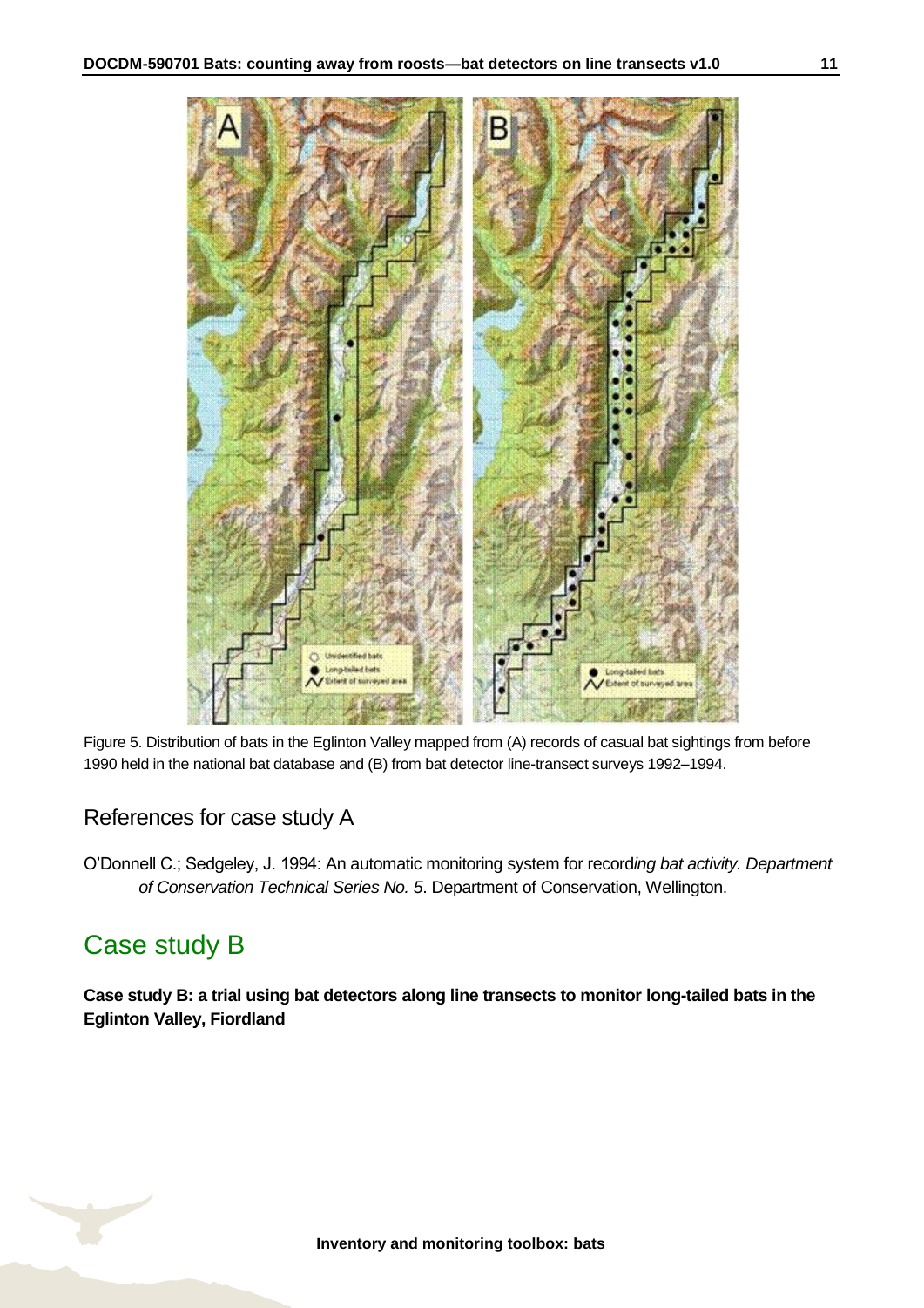Figure 5. Distribution of bats in the Eglinton Valley mapped from (A) records of casual bat sightings from before 1990 held in the national bat database and (B) from bat detector line-transect surveys 1992–1994.

## References for case study A

O'Donnell C.; Sedgeley, J. 1994: An automatic monitoring system for recording bat activity. *Department of Conservation Technical Series No. 5*. Department of Conservation, Wellington.

# Case study B

**Case study B: a trial using bat detectors along line transects to monitor long-tailed bats in the Eglinton Valley, Fiordland**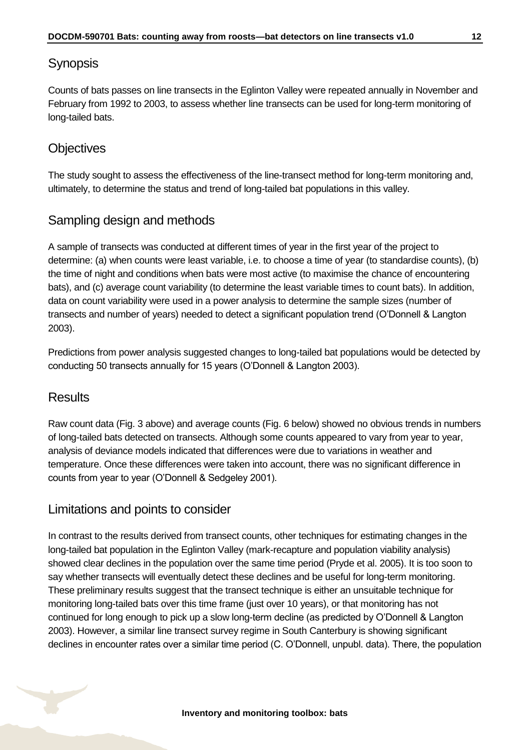## Synopsis

Counts of bats passes on line transects in the Eglinton Valley were repeated annually in November and February from 1992 to 2003, to assess whether line transects can be used for long-term monitoring of long-tailed bats.

## Objectives

The study sought to assess the effectiveness of the line-transect method for long-term monitoring and, ultimately, to determine the status and trend of long-tailed bat populations in this valley.

## Sampling design and methods

A sample of transects was conducted at different times of year in the first year of the project to determine: (a) when counts were least variable, i.e. to choose a time of year (to standardise counts), (b) the time of night and conditions when bats were most active (to maximise the chance of encountering bats), and (c) average count variability (to determine the least variable times to count bats). In addition, data on count variability were used in a power analysis to determine the sample sizes (number of transects and number of years) needed to detect a significant population trend (O'Donnell & Langton 2003).

Predictions from power analysis suggested changes to long-tailed bat populations would be detected by conducting 50 transects annually for 15 years (O'Donnell & Langton 2003).

## Results

Raw count data (Fig. 3 above) and average counts (Fig. 6 below) showed no obvious trends in numbers of long-tailed bats detected on transects. Although some counts appeared to vary from year to year, analysis of deviance models indicated that differences were due to variations in weather and temperature. Once these differences were taken into account, there was no significant difference in counts from year to year (O'Donnell & Sedgeley 2001).

## Limitations and points to consider

In contrast to the results derived from transect counts, other techniques for estimating changes in the long-tailed bat population in the Eglinton Valley (mark-recapture and population viability analysis) showed clear declines in the population over the same time period (Pryde et al. 2005). It is too soon to say whether transects will eventually detect these declines and be useful for long-term monitoring. These preliminary results suggest that the transect technique is either an unsuitable technique for monitoring long-tailed bats over this time frame (just over 10 years), or that monitoring has not continued for long enough to pick up a slow long-term decline (as predicted by O'Donnell & Langton 2003). However, a similar line transect survey regime in South Canterbury is showing significant declines in encounter rates over a similar time period (C. O'Donnell, unpubl. data). There, the population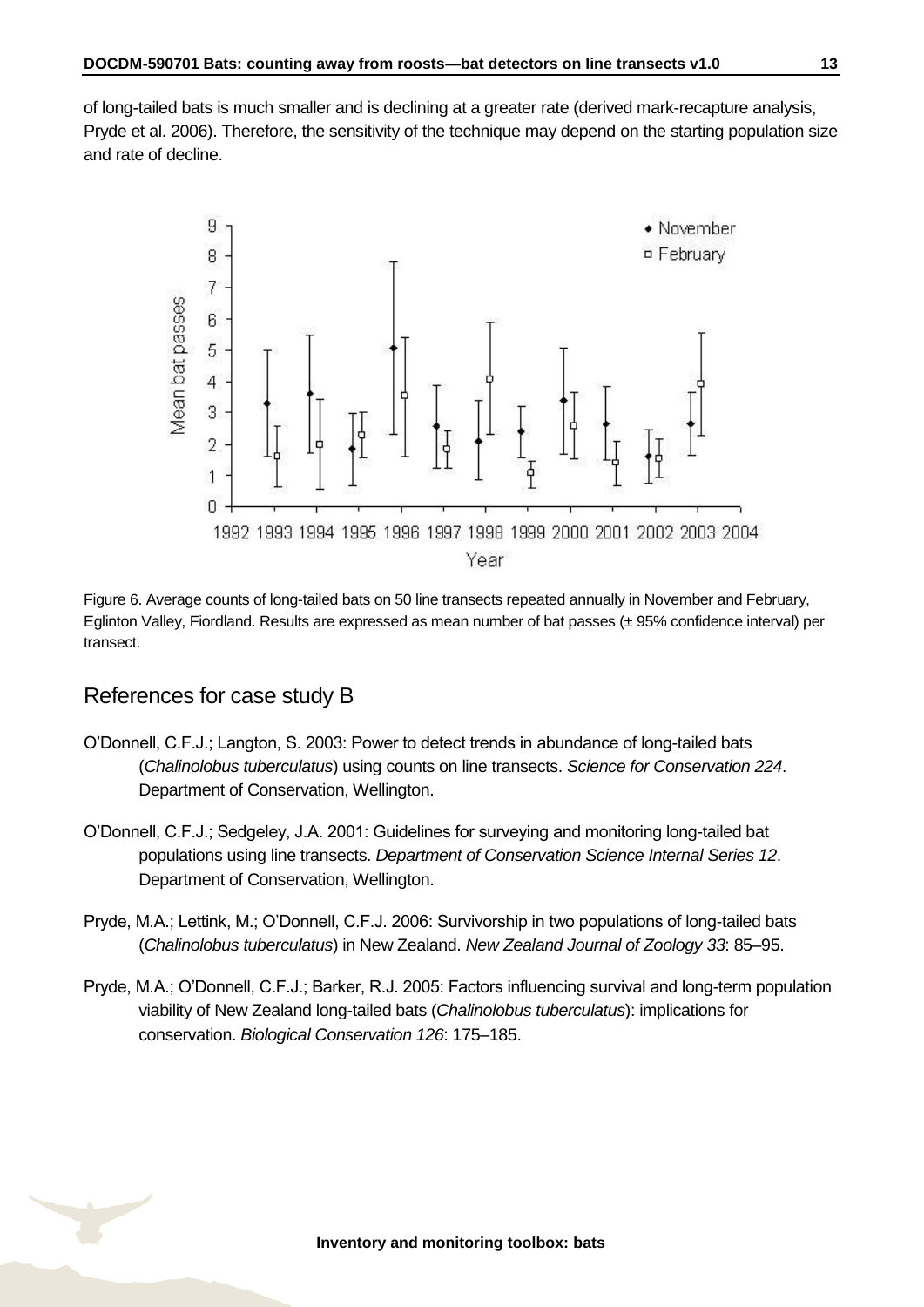of long-tailed bats is much smaller and is declining at a greater rate (derived mark-recapture analysis, Pryde et al. 2006). Therefore, the sensitivity of the technique may depend on the starting population size and rate of decline.

Figure 6. Average counts of long-tailed bats on 50 line transects repeated annually in November and February, Eglinton Valley, Fiordland. Results are expressed as mean number of bat passes (± 95% confidence interval) per transect.

## References for case study B

O'Donnell, C.F.J.; Langton, S. 2003: Power to detect trends in abundance of long-tailed bats (*Chalinolobus tuberculatus*) using counts on line transects. *Science for Conservation 224*. Department of Conservation, Wellington.

O'Donnell, C.F.J.; Sedgeley, J.A. 2001: Guidelines for surveying and monitoring long-tailed bat populations using line transects. *Department of Conservation Science Internal Series 12*. Department of Conservation, Wellington.

Pryde, M.A.; Lettink, M.; O'Donnell, C.F.J. 2006: Survivorship in two populations of long-tailed bats (*Chalinolobus tuberculatus*) in New Zealand. *New Zealand Journal of Zoology 33*: 85–95.

Pryde, M.A.; O'Donnell, C.F.J.; Barker, R.J. 2005: Factors influencing survival and long-term population viability of New Zealand long-tailed bats (*Chalinolobus tuberculatus*): implications for conservation. *Biological Conservation 126*: 175–185.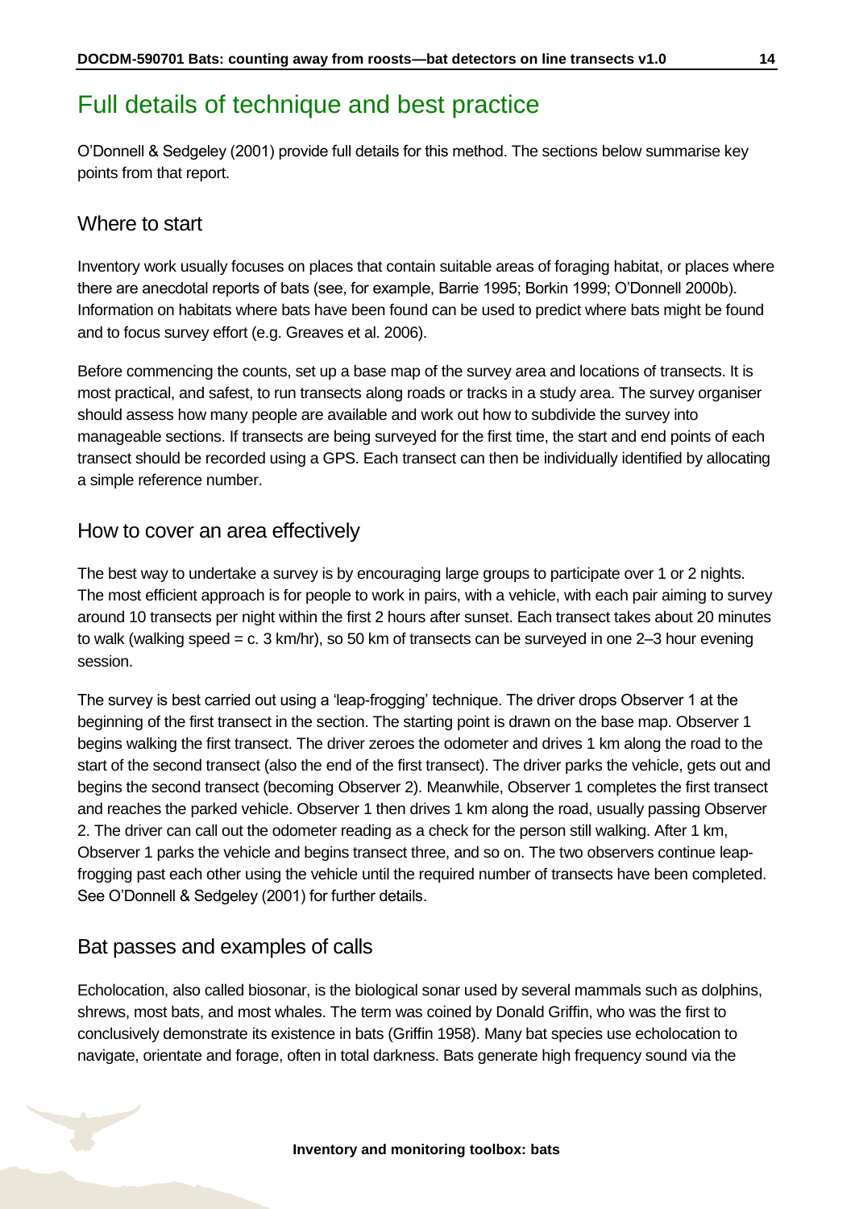# Full details of technique and best practice

O'Donnell & Sedgeley (2001) provide full details for this method. The sections below summarise key points from that report.

## Where to start

Inventory work usually focuses on places that contain suitable areas of foraging habitat, or places where there are anecdotal reports of bats (see, for example, Barrie 1995; Borkin 1999; O'Donnell 2000b). Information on habitats where bats have been found can be used to predict where bats might be found and to focus survey effort (e.g. Greaves et al. 2006).

Before commencing the counts, set up a base map of the survey area and locations of transects. It is most practical, and safest, to run transects along roads or tracks in a study area. The survey organiser should assess how many people are available and work out how to subdivide the survey into manageable sections. If transects are being surveyed for the first time, the start and end points of each transect should be recorded using a GPS. Each transect can then be individually identified by allocating a simple reference number.

## How to cover an area effectively

The best way to undertake a survey is by encouraging large groups to participate over 1 or 2 nights. The most efficient approach is for people to work in pairs, with a vehicle, with each pair aiming to survey around 10 transects per night within the first 2 hours after sunset. Each transect takes about 20 minutes to walk (walking speed = c. 3 km/hr), so 50 km of transects can be surveyed in one 2–3 hour evening session.

The survey is best carried out using a 'leap-frogging' technique. The driver drops Observer 1 at the beginning of the first transect in the section. The starting point is drawn on the base map. Observer 1 begins walking the first transect. The driver zeroes the odometer and drives 1 km along the road to the start of the second transect (also the end of the first transect). The driver parks the vehicle, gets out and begins the second transect (becoming Observer 2). Meanwhile, Observer 1 completes the first transect and reaches the parked vehicle. Observer 1 then drives 1 km along the road, usually passing Observer 2. The driver can call out the odometer reading as a check for the person still walking. After 1 km, Observer 1 parks the vehicle and begins transect three, and so on. The two observers continue leap-frogging past each other using the vehicle until the required number of transects have been completed. See O'Donnell & Sedgeley (2001) for further details.

## Bat passes and examples of calls

Echolocation, also called biosonar, is the biological sonar used by several mammals such as dolphins, shrews, most bats, and most whales. The term was coined by Donald Griffin, who was the first to conclusively demonstrate its existence in bats (Griffin 1958). Many bat species use echolocation to navigate, orientate and forage, often in total darkness. Bats generate high frequency sound via the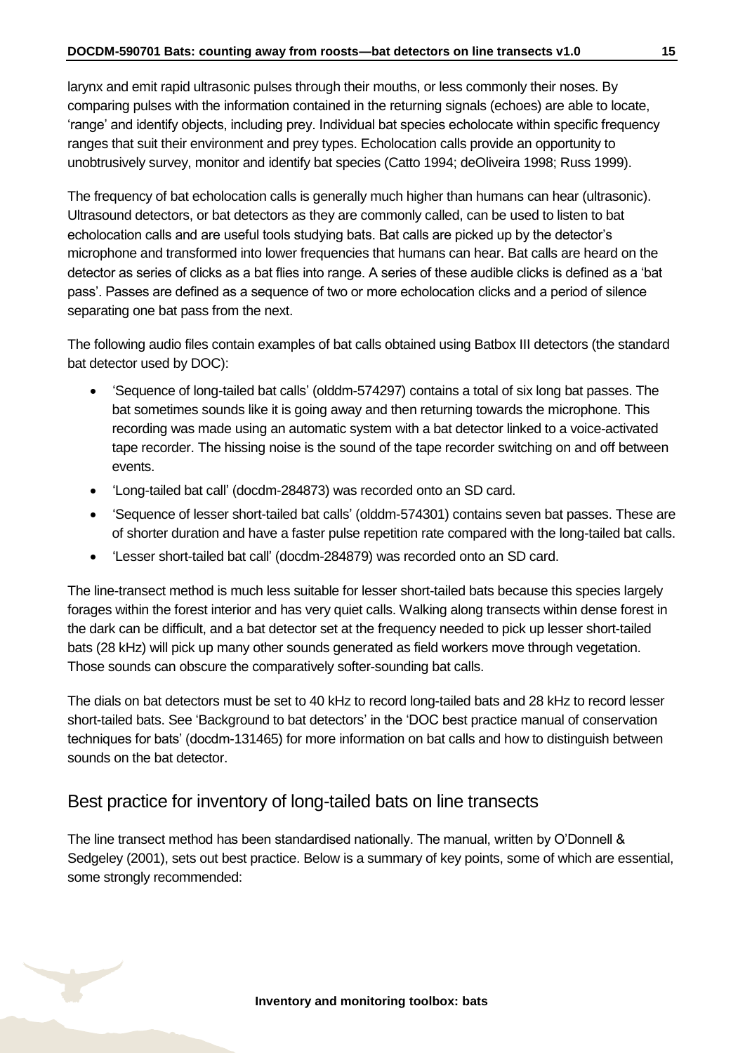larynx and emit rapid ultrasonic pulses through their mouths, or less commonly their noses. By comparing pulses with the information contained in the returning signals (echoes) are able to locate, 'range' and identify objects, including prey. Individual bat species echolocate within specific frequency ranges that suit their environment and prey types. Echolocation calls provide an opportunity to unobtrusively survey, monitor and identify bat species (Catto 1994; deOliveira 1998; Russ 1999).

The frequency of bat echolocation calls is generally much higher than humans can hear (ultrasonic). Ultrasound detectors, or bat detectors as they are commonly called, can be used to listen to bat echolocation calls and are useful tools studying bats. Bat calls are picked up by the detector's microphone and transformed into lower frequencies that humans can hear. Bat calls are heard on the detector as series of clicks as a bat flies into range. A series of these audible clicks is defined as a 'bat pass'. Passes are defined as a sequence of two or more echolocation clicks and a period of silence separating one bat pass from the next.

The following audio files contain examples of bat calls obtained using Batbox III detectors (the standard bat detector used by DOC):

- 'Sequence of long-tailed bat calls' (olddm-574297) contains a total of six long bat passes. The bat sometimes sounds like it is going away and then returning towards the microphone. This recording was made using an automatic system with a bat detector linked to a voice-activated tape recorder. The hissing noise is the sound of the tape recorder switching on and off between events.
- 'Long-tailed bat call' (docdm-284873) was recorded onto an SD card.
- 'Sequence of lesser short-tailed bat calls' (olddm-574301) contains seven bat passes. These are of shorter duration and have a faster pulse repetition rate compared with the long-tailed bat calls.
- 'Lesser short-tailed bat call' (docdm-284879) was recorded onto an SD card.

The line-transect method is much less suitable for lesser short-tailed bats because this species largely forages within the forest interior and has very quiet calls. Walking along transects within dense forest in the dark can be difficult, and a bat detector set at the frequency needed to pick up lesser short-tailed bats (28 kHz) will pick up many other sounds generated as field workers move through vegetation. Those sounds can obscure the comparatively softer-sounding bat calls.

The dials on bat detectors must be set to 40 kHz to record long-tailed bats and 28 kHz to record lesser short-tailed bats. See 'Background to bat detectors' in the 'DOC best practice manual of conservation techniques for bats' (docdm-131465) for more information on bat calls and how to distinguish between sounds on the bat detector.

## Best practice for inventory of long-tailed bats on line transects

The line transect method has been standardised nationally. The manual, written by O'Donnell & Sedgeley (2001), sets out best practice. Below is a summary of key points, some of which are essential, some strongly recommended: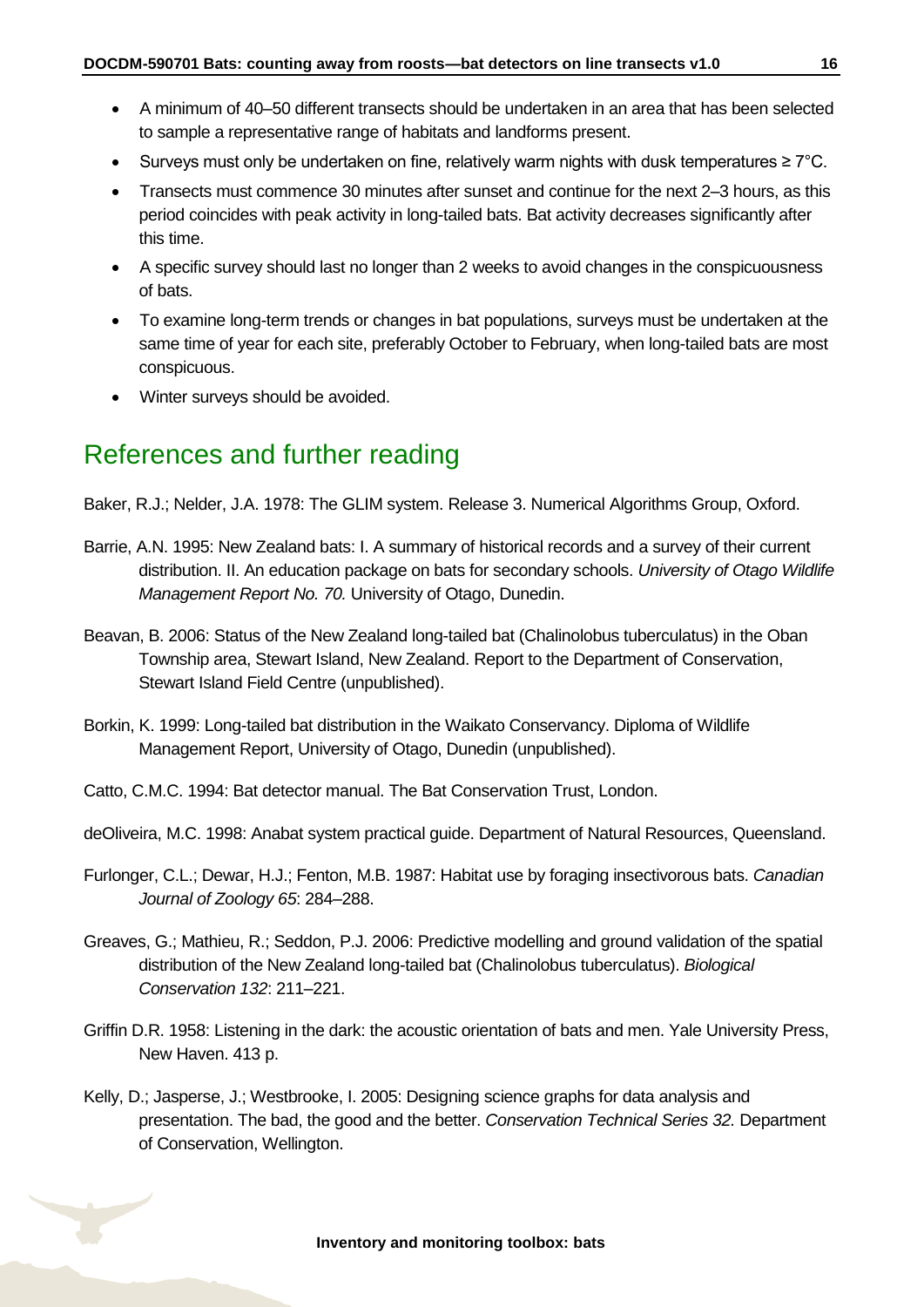- A minimum of 40–50 different transects should be undertaken in an area that has been selected to sample a representative range of habitats and landforms present.
- Surveys must only be undertaken on fine, relatively warm nights with dusk temperatures ≥ 7°C.
- Transects must commence 30 minutes after sunset and continue for the next 2–3 hours, as this period coincides with peak activity in long-tailed bats. Bat activity decreases significantly after this time.
- A specific survey should last no longer than 2 weeks to avoid changes in the conspicuousness of bats.
- To examine long-term trends or changes in bat populations, surveys must be undertaken at the same time of year for each site, preferably October to February, when long-tailed bats are most conspicuous.
- Winter surveys should be avoided.

## References and further reading

Baker, R.J.; Nelder, J.A. 1978: The GLIM system. Release 3. Numerical Algorithms Group, Oxford.

Barrie, A.N. 1995: New Zealand bats: I. A summary of historical records and a survey of their current distribution. II. An education package on bats for secondary schools. *University of Otago Wildlife Management Report No. 70.* University of Otago, Dunedin.

Beavan, B. 2006: Status of the New Zealand long-tailed bat (Chalinolobus tuberculatus) in the Oban Township area, Stewart Island, New Zealand. Report to the Department of Conservation, Stewart Island Field Centre (unpublished).

Borkin, K. 1999: Long-tailed bat distribution in the Waikato Conservancy. Diploma of Wildlife Management Report, University of Otago, Dunedin (unpublished).

Catto, C.M.C. 1994: Bat detector manual. The Bat Conservation Trust, London.

deOliveira, M.C. 1998: Anabat system practical guide. Department of Natural Resources, Queensland.

Furlonger, C.L.; Dewar, H.J.; Fenton, M.B. 1987: Habitat use by foraging insectivorous bats. *Canadian Journal of Zoology 65*: 284–288.

Greaves, G.; Mathieu, R.; Seddon, P.J. 2006: Predictive modelling and ground validation of the spatial distribution of the New Zealand long-tailed bat (Chalinolobus tuberculatus). *Biological Conservation 132*: 211–221.

Griffin D.R. 1958: Listening in the dark: the acoustic orientation of bats and men. Yale University Press, New Haven. 413 p.

Kelly, D.; Jasperse, J.; Westbrooke, I. 2005: Designing science graphs for data analysis and presentation. The bad, the good and the better. *Conservation Technical Series 32.* Department of Conservation, Wellington.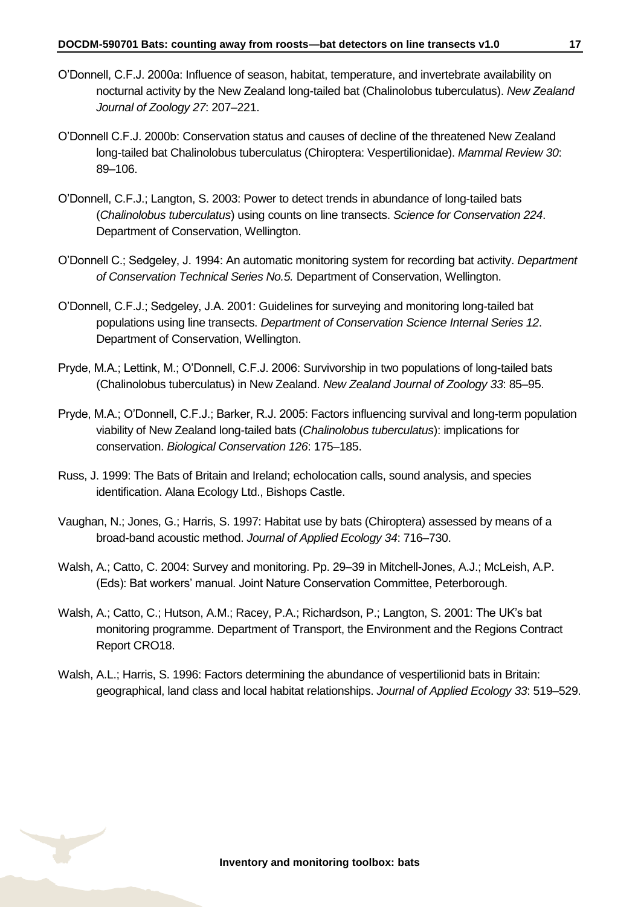O'Donnell, C.F.J. 2000a: Influence of season, habitat, temperature, and invertebrate availability on nocturnal activity by the New Zealand long-tailed bat (Chalinolobus tuberculatus). *New Zealand Journal of Zoology 27*: 207–221.

O'Donnell C.F.J. 2000b: Conservation status and causes of decline of the threatened New Zealand long-tailed bat Chalinolobus tuberculatus (Chiroptera: Vespertilionidae). *Mammal Review 30*: 89–106.

O'Donnell, C.F.J.; Langton, S. 2003: Power to detect trends in abundance of long-tailed bats (*Chalinolobus tuberculatus*) using counts on line transects. *Science for Conservation 224*. Department of Conservation, Wellington.

O'Donnell C.; Sedgeley, J. 1994: An automatic monitoring system for recording bat activity. *Department of Conservation Technical Series No.5.* Department of Conservation, Wellington.

O'Donnell, C.F.J.; Sedgeley, J.A. 2001: Guidelines for surveying and monitoring long-tailed bat populations using line transects. *Department of Conservation Science Internal Series 12*. Department of Conservation, Wellington.

Pryde, M.A.; Lettink, M.; O'Donnell, C.F.J. 2006: Survivorship in two populations of long-tailed bats (Chalinolobus tuberculatus) in New Zealand. *New Zealand Journal of Zoology 33*: 85–95.

Pryde, M.A.; O'Donnell, C.F.J.; Barker, R.J. 2005: Factors influencing survival and long-term population viability of New Zealand long-tailed bats (*Chalinolobus tuberculatus*): implications for conservation. *Biological Conservation 126*: 175–185.

Russ, J. 1999: The Bats of Britain and Ireland; echolocation calls, sound analysis, and species identification. Alana Ecology Ltd., Bishops Castle.

Vaughan, N.; Jones, G.; Harris, S. 1997: Habitat use by bats (Chiroptera) assessed by means of a broad-band acoustic method. *Journal of Applied Ecology 34*: 716–730.

Walsh, A.; Catto, C. 2004: Survey and monitoring. Pp. 29–39 in Mitchell-Jones, A.J.; McLeish, A.P. (Eds): Bat workers' manual. Joint Nature Conservation Committee, Peterborough.

Walsh, A.; Catto, C.; Hutson, A.M.; Racey, P.A.; Richardson, P.; Langton, S. 2001: The UK's bat monitoring programme. Department of Transport, the Environment and the Regions Contract Report CRO18.

Walsh, A.L.; Harris, S. 1996: Factors determining the abundance of vespertilionid bats in Britain: geographical, land class and local habitat relationships. *Journal of Applied Ecology 33*: 519–529.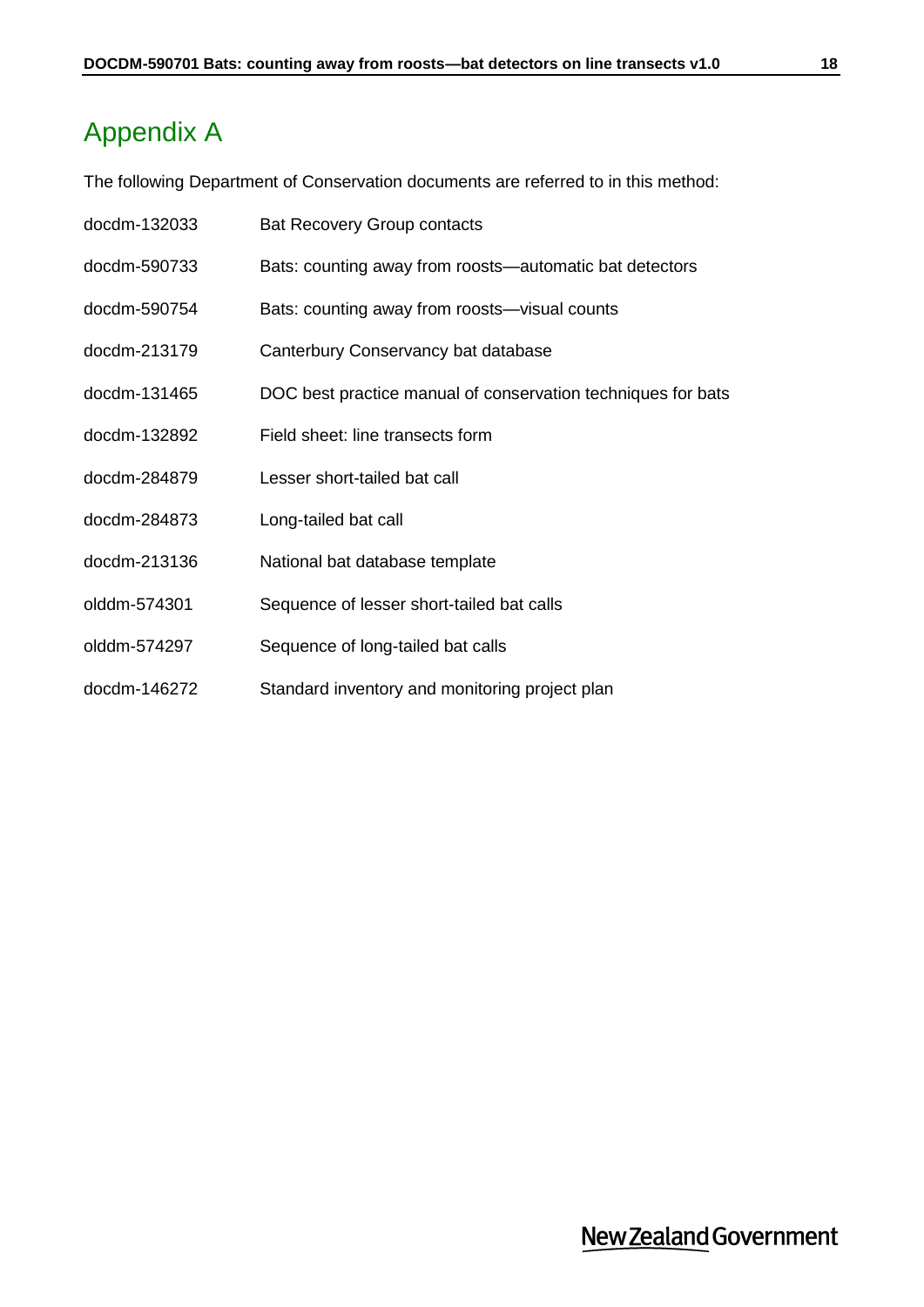# Appendix A

The following Department of Conservation documents are referred to in this method:

| | |
|---|---|
| docdm-132033 | Bat Recovery Group contacts |
| docdm-590733 | Bats: counting away from roosts—automatic bat detectors |
| docdm-590754 | Bats: counting away from roosts—visual counts |
| docdm-213179 | Canterbury Conservancy bat database |
| docdm-131465 | DOC best practice manual of conservation techniques for bats |
| docdm-132892 | Field sheet: line transects form |
| docdm-284879 | Lesser short-tailed bat call |
| docdm-284873 | Long-tailed bat call |
| docdm-213136 | National bat database template |
| olddm-574301 | Sequence of lesser short-tailed bat calls |
| olddm-574297 | Sequence of long-tailed bat calls |
| docdm-146272 | Standard inventory and monitoring project plan |